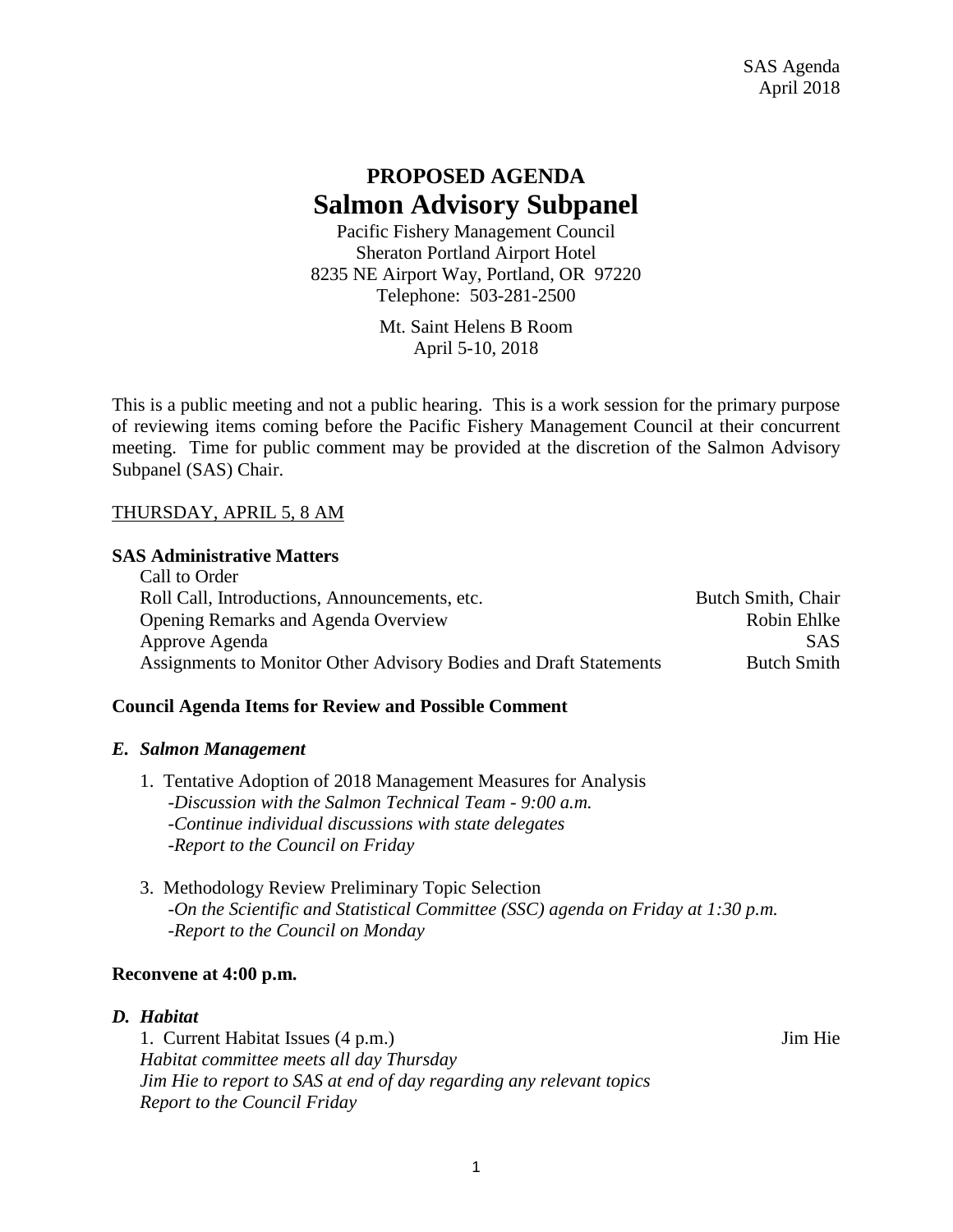SAS Agenda
April 2018

# PROPOSED AGENDA
# Salmon Advisory Subpanel

Pacific Fishery Management Council
Sheraton Portland Airport Hotel
8235 NE Airport Way, Portland, OR 97220
Telephone: 503-281-2500

Mt. Saint Helens B Room
April 5-10, 2018

This is a public meeting and not a public hearing. This is a work session for the primary purpose of reviewing items coming before the Pacific Fishery Management Council at their concurrent meeting. Time for public comment may be provided at the discretion of the Salmon Advisory Subpanel (SAS) Chair.

THURSDAY, APRIL 5, 8 AM

**SAS Administrative Matters**

| | |
|---|---|
| Call to Order | |
| Roll Call, Introductions, Announcements, etc. | Butch Smith, Chair |
| Opening Remarks and Agenda Overview | Robin Ehlke |
| Approve Agenda | SAS |
| Assignments to Monitor Other Advisory Bodies and Draft Statements | Butch Smith |

**Council Agenda Items for Review and Possible Comment**

***E. Salmon Management***

1. Tentative Adoption of 2018 Management Measures for Analysis
   *-Discussion with the Salmon Technical Team - 9:00 a.m.*
   *-Continue individual discussions with state delegates*
   *-Report to the Council on Friday*

3. Methodology Review Preliminary Topic Selection
   *-On the Scientific and Statistical Committee (SSC) agenda on Friday at 1:30 p.m.*
   *-Report to the Council on Monday*

**Reconvene at 4:00 p.m.**

***D. Habitat***

1. Current Habitat Issues (4 p.m.) — Jim Hie
   *Habitat committee meets all day Thursday*
   *Jim Hie to report to SAS at end of day regarding any relevant topics*
   *Report to the Council Friday*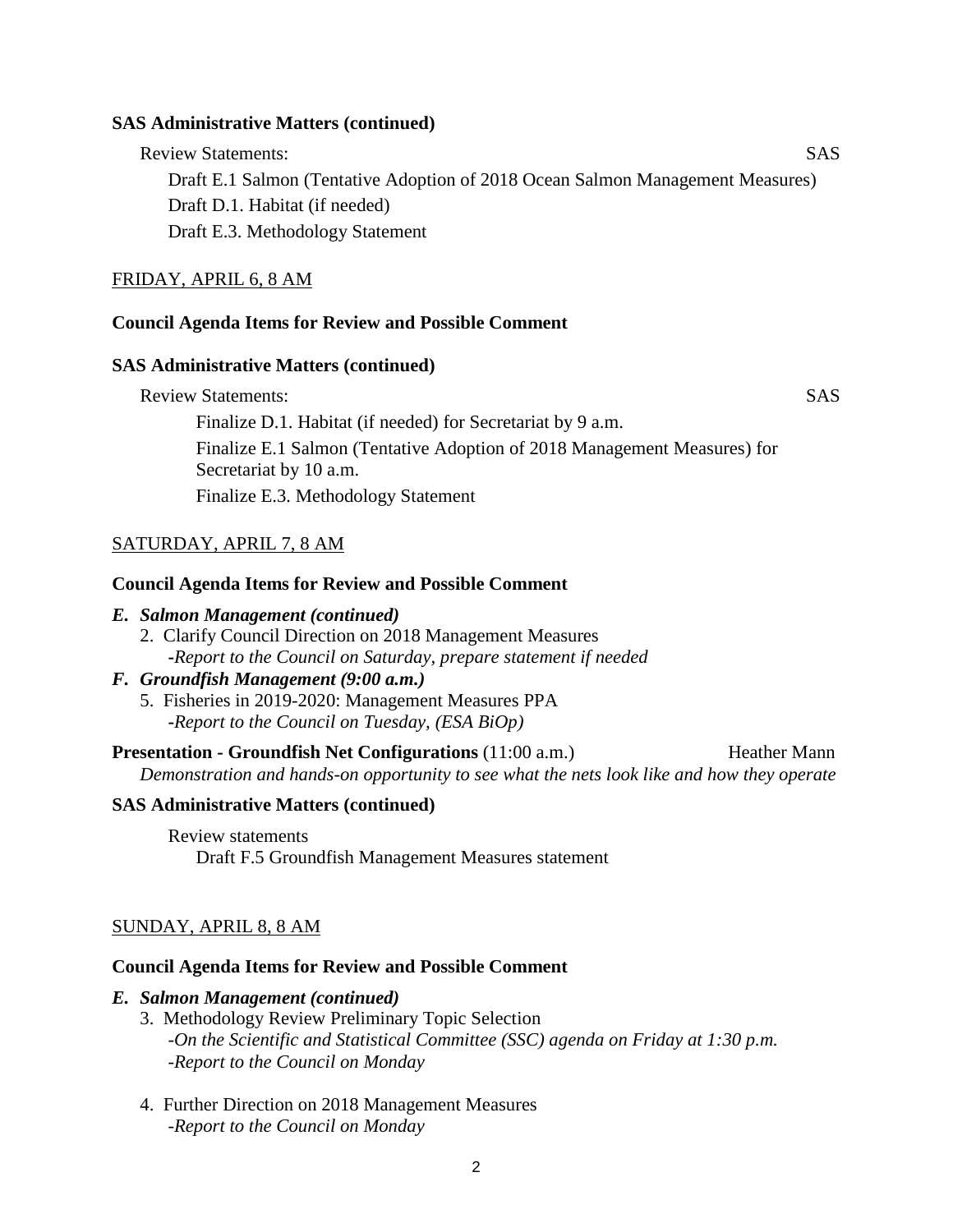**SAS Administrative Matters (continued)**

Review Statements: SAS

- Draft E.1 Salmon (Tentative Adoption of 2018 Ocean Salmon Management Measures)
- Draft D.1. Habitat (if needed)
- Draft E.3. Methodology Statement

FRIDAY, APRIL 6, 8 AM

**Council Agenda Items for Review and Possible Comment**

**SAS Administrative Matters (continued)**

Review Statements: SAS

- Finalize D.1. Habitat (if needed) for Secretariat by 9 a.m.
- Finalize E.1 Salmon (Tentative Adoption of 2018 Management Measures) for Secretariat by 10 a.m.
- Finalize E.3. Methodology Statement

SATURDAY, APRIL 7, 8 AM

**Council Agenda Items for Review and Possible Comment**

***E. Salmon Management (continued)***

2. Clarify Council Direction on 2018 Management Measures
   -*Report to the Council on Saturday, prepare statement if needed*

***F. Groundfish Management (9:00 a.m.)***

5. Fisheries in 2019-2020: Management Measures PPA
   -*Report to the Council on Tuesday, (ESA BiOp)*

**Presentation - Groundfish Net Configurations** (11:00 a.m.) Heather Mann

*Demonstration and hands-on opportunity to see what the nets look like and how they operate*

**SAS Administrative Matters (continued)**

Review statements

- Draft F.5 Groundfish Management Measures statement

SUNDAY, APRIL 8, 8 AM

**Council Agenda Items for Review and Possible Comment**

***E. Salmon Management (continued)***

3. Methodology Review Preliminary Topic Selection
   -*On the Scientific and Statistical Committee (SSC) agenda on Friday at 1:30 p.m.*
   -*Report to the Council on Monday*

4. Further Direction on 2018 Management Measures
   -*Report to the Council on Monday*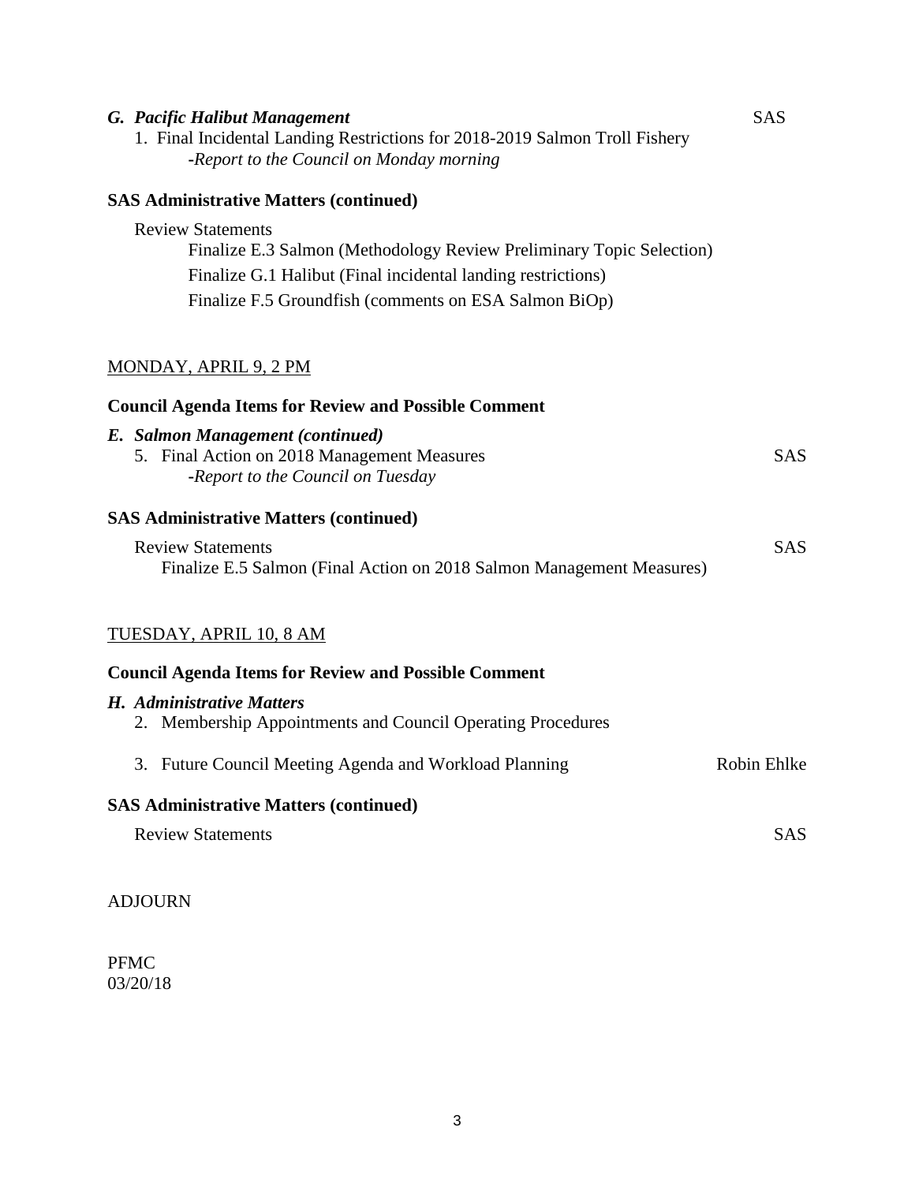***G. Pacific Halibut Management*** SAS

1. Final Incidental Landing Restrictions for 2018-2019 Salmon Troll Fishery
   *-Report to the Council on Monday morning*

**SAS Administrative Matters (continued)**

Review Statements
- Finalize E.3 Salmon (Methodology Review Preliminary Topic Selection)
- Finalize G.1 Halibut (Final incidental landing restrictions)
- Finalize F.5 Groundfish (comments on ESA Salmon BiOp)

MONDAY, APRIL 9, 2 PM

**Council Agenda Items for Review and Possible Comment**

***E. Salmon Management (continued)***

5. Final Action on 2018 Management Measures SAS
   *-Report to the Council on Tuesday*

**SAS Administrative Matters (continued)**

Review Statements SAS
- Finalize E.5 Salmon (Final Action on 2018 Salmon Management Measures)

TUESDAY, APRIL 10, 8 AM

**Council Agenda Items for Review and Possible Comment**

***H. Administrative Matters***

2. Membership Appointments and Council Operating Procedures
3. Future Council Meeting Agenda and Workload Planning Robin Ehlke

**SAS Administrative Matters (continued)**

Review Statements SAS

ADJOURN

PFMC
03/20/18